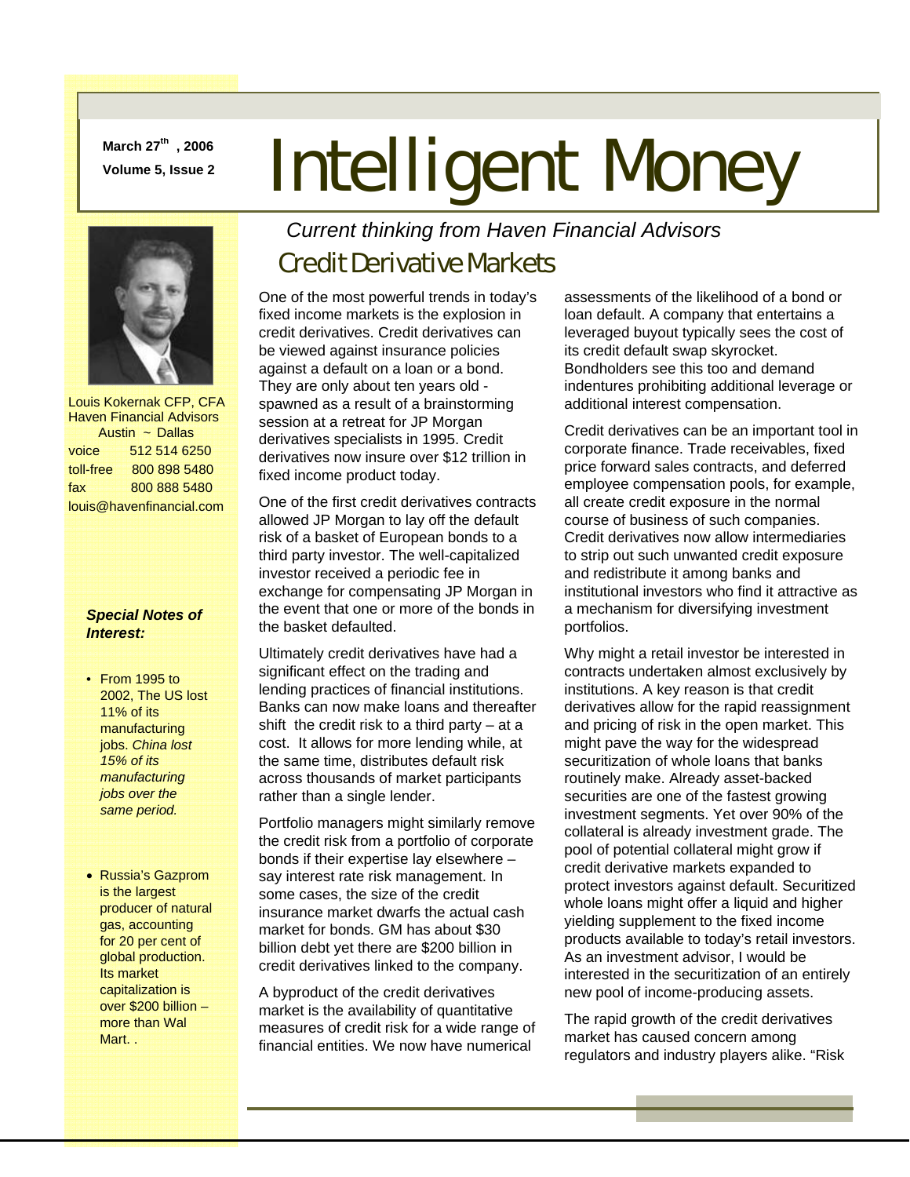March 27th, 2006

Volume 5, Issue 2

# Intelligent Money

*Current thinking from Haven Financial Advisors*

Louis Kokernak CFP, CFA
Haven Financial Advisors
Austin ~ Dallas

voice 512 514 6250
toll-free 800 898 5480
fax 800 888 5480
louis@havenfinancial.com

***Special Notes of Interest:***

- From 1995 to 2002, The US lost 11% of its manufacturing jobs. *China lost 15% of its manufacturing jobs over the same period.*
- Russia's Gazprom is the largest producer of natural gas, accounting for 20 per cent of global production. Its market capitalization is over $200 billion – more than Wal Mart. .

## Credit Derivative Markets

One of the most powerful trends in today's fixed income markets is the explosion in credit derivatives. Credit derivatives can be viewed against insurance policies against a default on a loan or a bond. They are only about ten years old - spawned as a result of a brainstorming session at a retreat for JP Morgan derivatives specialists in 1995. Credit derivatives now insure over $12 trillion in fixed income product today.

One of the first credit derivatives contracts allowed JP Morgan to lay off the default risk of a basket of European bonds to a third party investor. The well-capitalized investor received a periodic fee in exchange for compensating JP Morgan in the event that one or more of the bonds in the basket defaulted.

Ultimately credit derivatives have had a significant effect on the trading and lending practices of financial institutions. Banks can now make loans and thereafter shift the credit risk to a third party – at a cost. It allows for more lending while, at the same time, distributes default risk across thousands of market participants rather than a single lender.

Portfolio managers might similarly remove the credit risk from a portfolio of corporate bonds if their expertise lay elsewhere – say interest rate risk management. In some cases, the size of the credit insurance market dwarfs the actual cash market for bonds. GM has about $30 billion debt yet there are $200 billion in credit derivatives linked to the company.

A byproduct of the credit derivatives market is the availability of quantitative measures of credit risk for a wide range of financial entities. We now have numerical assessments of the likelihood of a bond or loan default. A company that entertains a leveraged buyout typically sees the cost of its credit default swap skyrocket. Bondholders see this too and demand indentures prohibiting additional leverage or additional interest compensation.

Credit derivatives can be an important tool in corporate finance. Trade receivables, fixed price forward sales contracts, and deferred employee compensation pools, for example, all create credit exposure in the normal course of business of such companies. Credit derivatives now allow intermediaries to strip out such unwanted credit exposure and redistribute it among banks and institutional investors who find it attractive as a mechanism for diversifying investment portfolios.

Why might a retail investor be interested in contracts undertaken almost exclusively by institutions. A key reason is that credit derivatives allow for the rapid reassignment and pricing of risk in the open market. This might pave the way for the widespread securitization of whole loans that banks routinely make. Already asset-backed securities are one of the fastest growing investment segments. Yet over 90% of the collateral is already investment grade. The pool of potential collateral might grow if credit derivative markets expanded to protect investors against default. Securitized whole loans might offer a liquid and higher yielding supplement to the fixed income products available to today's retail investors. As an investment advisor, I would be interested in the securitization of an entirely new pool of income-producing assets.

The rapid growth of the credit derivatives market has caused concern among regulators and industry players alike. "Risk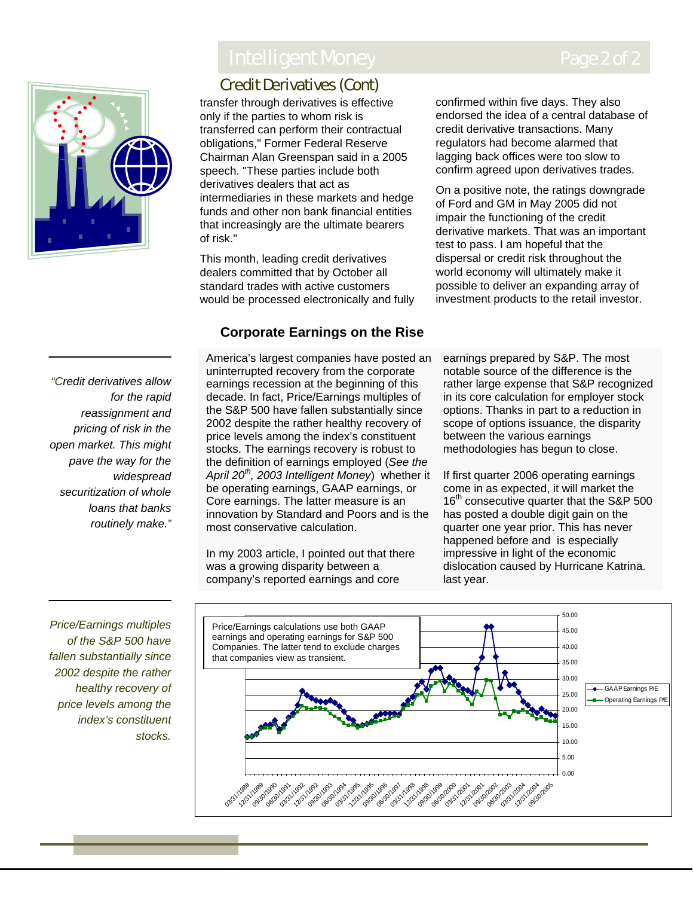## Credit Derivatives (Cont)

transfer through derivatives is effective only if the parties to whom risk is transferred can perform their contractual obligations," Former Federal Reserve Chairman Alan Greenspan said in a 2005 speech. "These parties include both derivatives dealers that act as intermediaries in these markets and hedge funds and other non bank financial entities that increasingly are the ultimate bearers of risk."

This month, leading credit derivatives dealers committed that by October all standard trades with active customers would be processed electronically and fully confirmed within five days. They also endorsed the idea of a central database of credit derivative transactions. Many regulators had become alarmed that lagging back offices were too slow to confirm agreed upon derivatives trades.

On a positive note, the ratings downgrade of Ford and GM in May 2005 did not impair the functioning of the credit derivative markets. That was an important test to pass. I am hopeful that the dispersal or credit risk throughout the world economy will ultimately make it possible to deliver an expanding array of investment products to the retail investor.

*"Credit derivatives allow for the rapid reassignment and pricing of risk in the open market. This might pave the way for the widespread securitization of whole loans that banks routinely make."*

### Corporate Earnings on the Rise

America's largest companies have posted an uninterrupted recovery from the corporate earnings recession at the beginning of this decade. In fact, Price/Earnings multiples of the S&P 500 have fallen substantially since 2002 despite the rather healthy recovery of price levels among the index's constituent stocks. The earnings recovery is robust to the definition of earnings employed (*See the April 20th, 2003 Intelligent Money*) whether it be operating earnings, GAAP earnings, or Core earnings. The latter measure is an innovation by Standard and Poors and is the most conservative calculation.

In my 2003 article, I pointed out that there was a growing disparity between a company's reported earnings and core earnings prepared by S&P. The most notable source of the difference is the rather large expense that S&P recognized in its core calculation for employer stock options. Thanks in part to a reduction in scope of options issuance, the disparity between the various earnings methodologies has begun to close.

If first quarter 2006 operating earnings come in as expected, it will market the 16th consecutive quarter that the S&P 500 has posted a double digit gain on the quarter one year prior. This has never happened before and is especially impressive in light of the economic dislocation caused by Hurricane Katrina. last year.

*Price/Earnings multiples of the S&P 500 have fallen substantially since 2002 despite the rather healthy recovery of price levels among the index's constituent stocks.*

Price/Earnings calculations use both GAAP earnings and operating earnings for S&P 500 Companies. The latter tend to exclude charges that companies view as transient.

GAAP Earnings P/E
Operating Earnings P/E

50.00
45.00
40.00
35.00
30.00
25.00
20.00
15.00
10.00
5.00
0.00

03/31/1989
12/31/1989
09/30/1990
06/30/1991
03/31/1992
12/31/1992
09/30/1993
06/30/1994
03/31/1995
12/31/1995
09/30/1996
06/30/1997
03/31/1998
12/31/1998
09/30/1999
06/30/2000
03/31/2001
12/31/2001
09/30/2002
06/30/2003
03/31/2004
12/31/2004
09/30/2005